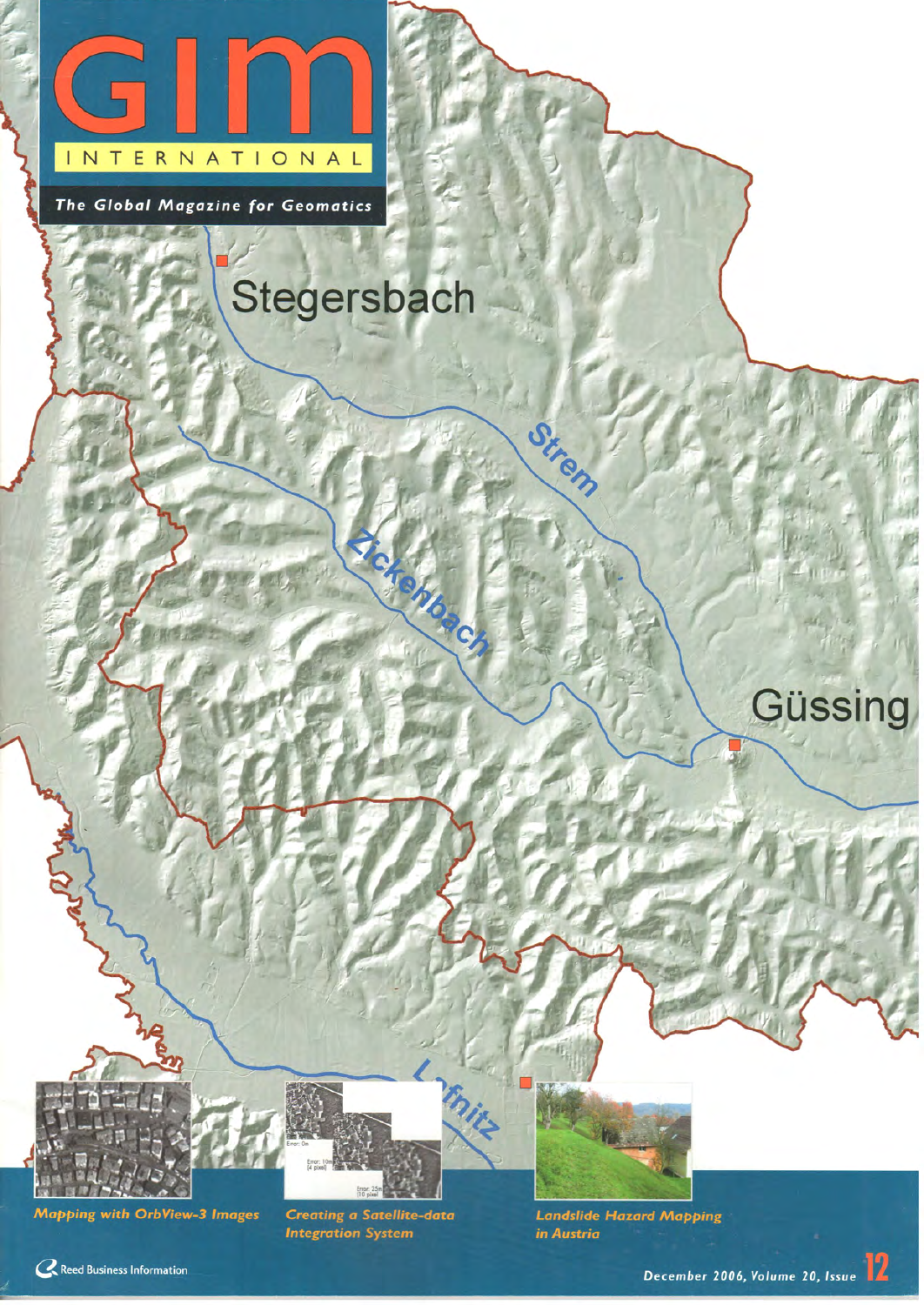# GIM INTERNATIONAL

*The Global Magazine for Geomatics*

Stegersbach

Strem

Zickenbach

Güssing

Lafnitz

*Mapping with OrbView-3 Images*

*Creating a Satellite-data Integration System*

*Landslide Hazard Mapping in Austria*

Reed Business Information

*December 2006, Volume 20, Issue 12*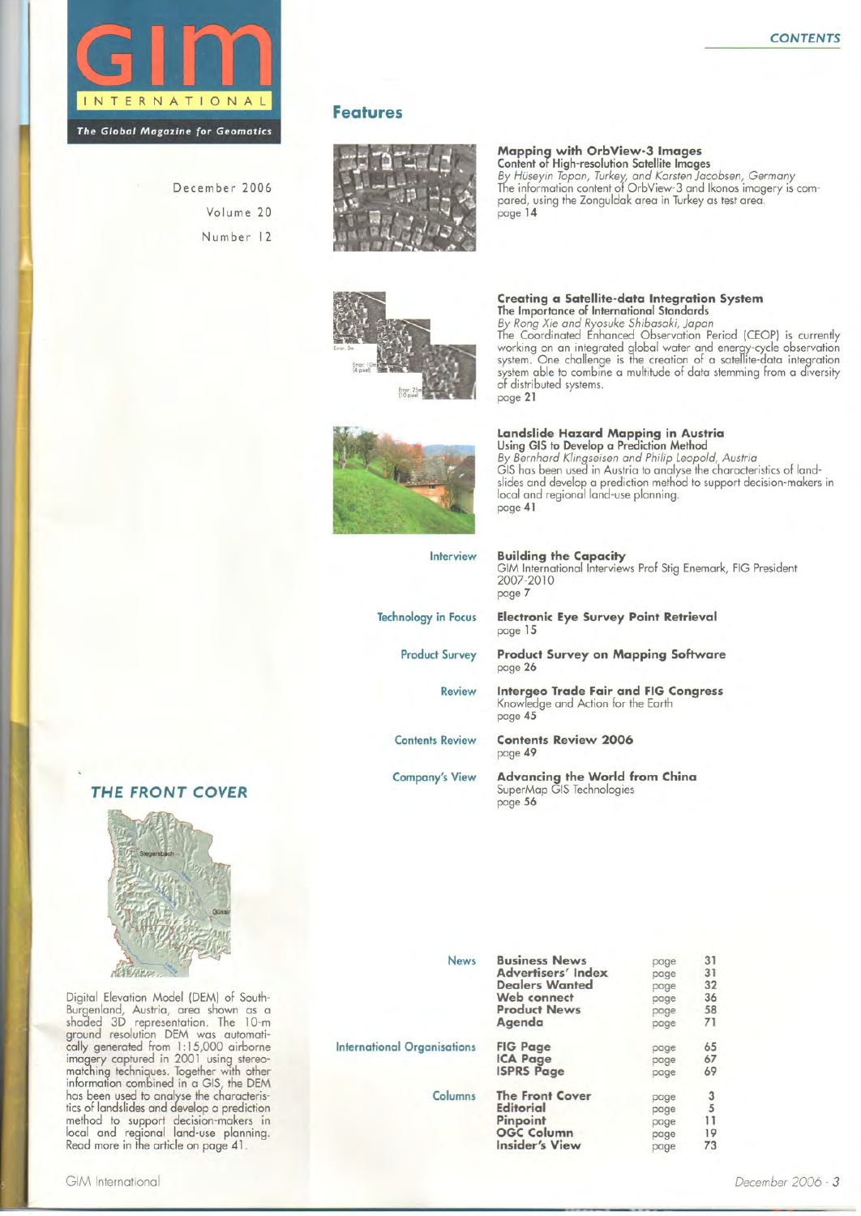# GIM INTERNATIONAL

*The Global Magazine for Geomatics*

December 2006
Volume 20
Number 12

## Features

### Mapping with OrbView-3 Images
**Content of High-resolution Satellite Images**
*By Hüseyin Topan, Turkey, and Karsten Jacobsen, Germany*
The information content of OrbView-3 and Ikonos imagery is compared, using the Zonguldak area in Turkey as test area.
page **14**

### Creating a Satellite-data Integration System
**The Importance of International Standards**
*By Rong Xie and Ryosuke Shibasaki, Japan*
The Coordinated Enhanced Observation Period (CEOP) is currently working on an integrated global water and energy-cycle observation system. One challenge is the creation of a satellite-data integration system able to combine a multitude of data stemming from a diversity of distributed systems.
page **21**

### Landslide Hazard Mapping in Austria
**Using GIS to Develop a Prediction Method**
*By Bernhard Klingseisen and Philip Leopold, Austria*
GIS has been used in Austria to analyse the characteristics of landslides and develop a prediction method to support decision-makers in local and regional land-use planning.
page **41**

Interview — **Building the Capacity**
GIM International Interviews Prof Stig Enemark, FIG President 2007-2010
page **7**

Technology in Focus — **Electronic Eye Survey Point Retrieval**
page **15**

Product Survey — **Product Survey on Mapping Software**
page **26**

Review — **Intergeo Trade Fair and FIG Congress**
Knowledge and Action for the Earth
page **45**

Contents Review — **Contents Review 2006**
page **49**

Company's View — **Advancing the World from China**
SuperMap GIS Technologies
page **56**

## THE FRONT COVER

Digital Elevation Model (DEM) of South-Burgenland, Austria, area shown as a shaded 3D representation. The 10-m ground resolution DEM was automatically generated from 1:15,000 airborne imagery captured in 2001 using stereo-matching techniques. Together with other information combined in a GIS, the DEM has been used to analyse the characteristics of landslides and develop a prediction method to support decision-makers in local and regional land-use planning. Read more in the article on page 41.

| Section | Item | | Page |
|---|---|---|---|
| News | **Business News** | page | 31 |
| | **Advertisers' Index** | page | 31 |
| | **Dealers Wanted** | page | 32 |
| | **Web connect** | page | 36 |
| | **Product News** | page | 58 |
| | **Agenda** | page | 71 |
| International Organisations | **FIG Page** | page | 65 |
| | **ICA Page** | page | 67 |
| | **ISPRS Page** | page | 69 |
| Columns | **The Front Cover** | page | 3 |
| | **Editorial** | page | 5 |
| | **Pinpoint** | page | 11 |
| | **OGC Column** | page | 19 |
| | **Insider's View** | page | 73 |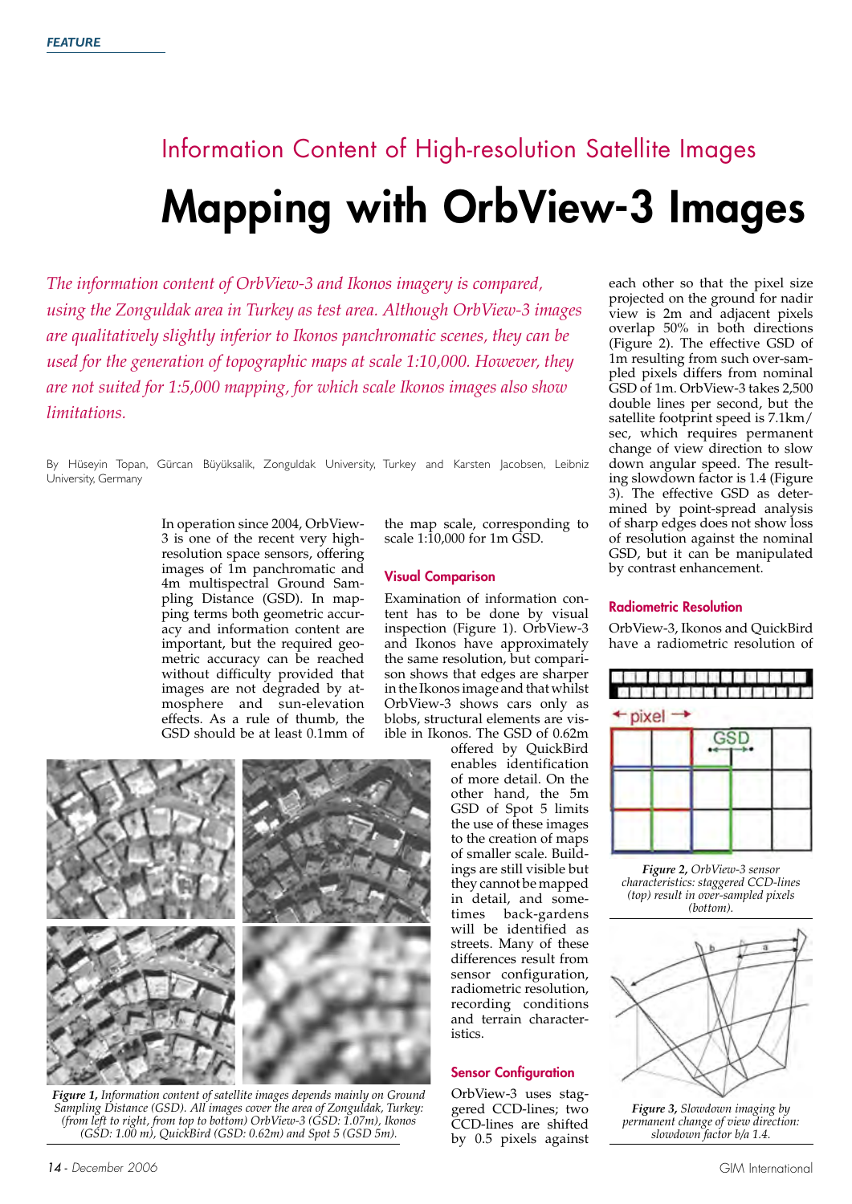FEATURE

Information Content of High-resolution Satellite Images

# Mapping with OrbView-3 Images

*The information content of OrbView-3 and Ikonos imagery is compared, using the Zonguldak area in Turkey as test area. Although OrbView-3 images are qualitatively slightly inferior to Ikonos panchromatic scenes, they can be used for the generation of topographic maps at scale 1:10,000. However, they are not suited for 1:5,000 mapping, for which scale Ikonos images also show limitations.*

By Hüseyin Topan, Gürcan Büyüksalik, Zonguldak University, Turkey and Karsten Jacobsen, Leibniz University, Germany

In operation since 2004, OrbView-3 is one of the recent very high-resolution space sensors, offering images of 1m panchromatic and 4m multispectral Ground Sampling Distance (GSD). In mapping terms both geometric accuracy and information content are important, but the required geometric accuracy can be reached without difficulty provided that images are not degraded by atmosphere and sun-elevation effects. As a rule of thumb, the GSD should be at least 0.1mm of the map scale, corresponding to scale 1:10,000 for 1m GSD.

## Visual Comparison

Examination of information content has to be done by visual inspection (Figure 1). OrbView-3 and Ikonos have approximately the same resolution, but comparison shows that edges are sharper in the Ikonos image and that whilst OrbView-3 shows cars only as blobs, structural elements are visible in Ikonos. The GSD of 0.62m offered by QuickBird enables identification of more detail. On the other hand, the 5m GSD of Spot 5 limits the use of these images to the creation of maps of smaller scale. Buildings are still visible but they cannot be mapped in detail, and sometimes back-gardens will be identified as streets. Many of these differences result from sensor configuration, radiometric resolution, recording conditions and terrain characteristics.

***Figure 1,** Information content of satellite images depends mainly on Ground Sampling Distance (GSD). All images cover the area of Zonguldak, Turkey: (from left to right, from top to bottom) OrbView-3 (GSD: 1.07m), Ikonos (GSD: 1.00 m), QuickBird (GSD: 0.62m) and Spot 5 (GSD 5m).*

## Sensor Configuration

OrbView-3 uses staggered CCD-lines; two CCD-lines are shifted by 0.5 pixels against each other so that the pixel size projected on the ground for nadir view is 2m and adjacent pixels overlap 50% in both directions (Figure 2). The effective GSD of 1m resulting from such over-sampled pixels differs from nominal GSD of 1m. OrbView-3 takes 2,500 double lines per second, but the satellite footprint speed is 7.1km/sec, which requires permanent change of view direction to slow down angular speed. The resulting slowdown factor is 1.4 (Figure 3). The effective GSD as determined by point-spread analysis of sharp edges does not show loss of resolution against the nominal GSD, but it can be manipulated by contrast enhancement.

***Figure 2,** OrbView-3 sensor characteristics: staggered CCD-lines (top) result in over-sampled pixels (bottom).*

***Figure 3,** Slowdown imaging by permanent change of view direction: slowdown factor b/a 1.4.*

## Radiometric Resolution

OrbView-3, Ikonos and QuickBird have a radiometric resolution of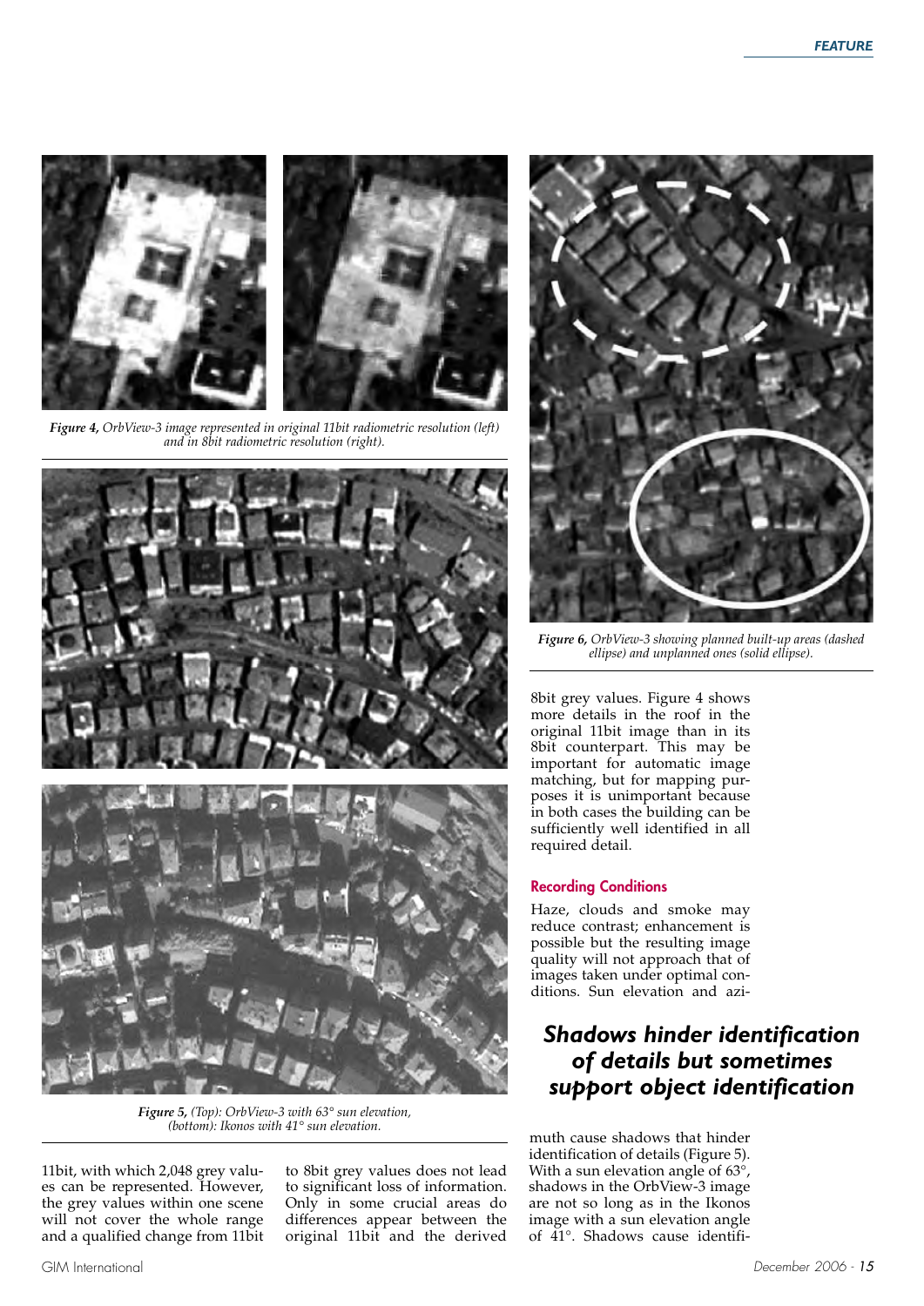*Figure 4, OrbView-3 image represented in original 11bit radiometric resolution (left) and in 8bit radiometric resolution (right).*

*Figure 5, (Top): OrbView-3 with 63° sun elevation, (bottom): Ikonos with 41° sun elevation.*

*Figure 6, OrbView-3 showing planned built-up areas (dashed ellipse) and unplanned ones (solid ellipse).*

11bit, with which 2,048 grey values can be represented. However, the grey values within one scene will not cover the whole range and a qualified change from 11bit to 8bit grey values does not lead to significant loss of information. Only in some crucial areas do differences appear between the original 11bit and the derived 8bit grey values. Figure 4 shows more details in the roof in the original 11bit image than in its 8bit counterpart. This may be important for automatic image matching, but for mapping purposes it is unimportant because in both cases the building can be sufficiently well identified in all required detail.

## Recording Conditions

Haze, clouds and smoke may reduce contrast; enhancement is possible but the resulting image quality will not approach that of images taken under optimal conditions. Sun elevation and azimuth cause shadows that hinder identification of details (Figure 5). With a sun elevation angle of 63°, shadows in the OrbView-3 image are not so long as in the Ikonos image with a sun elevation angle of 41°. Shadows cause identifi-

> ***Shadows hinder identification of details but sometimes support object identification***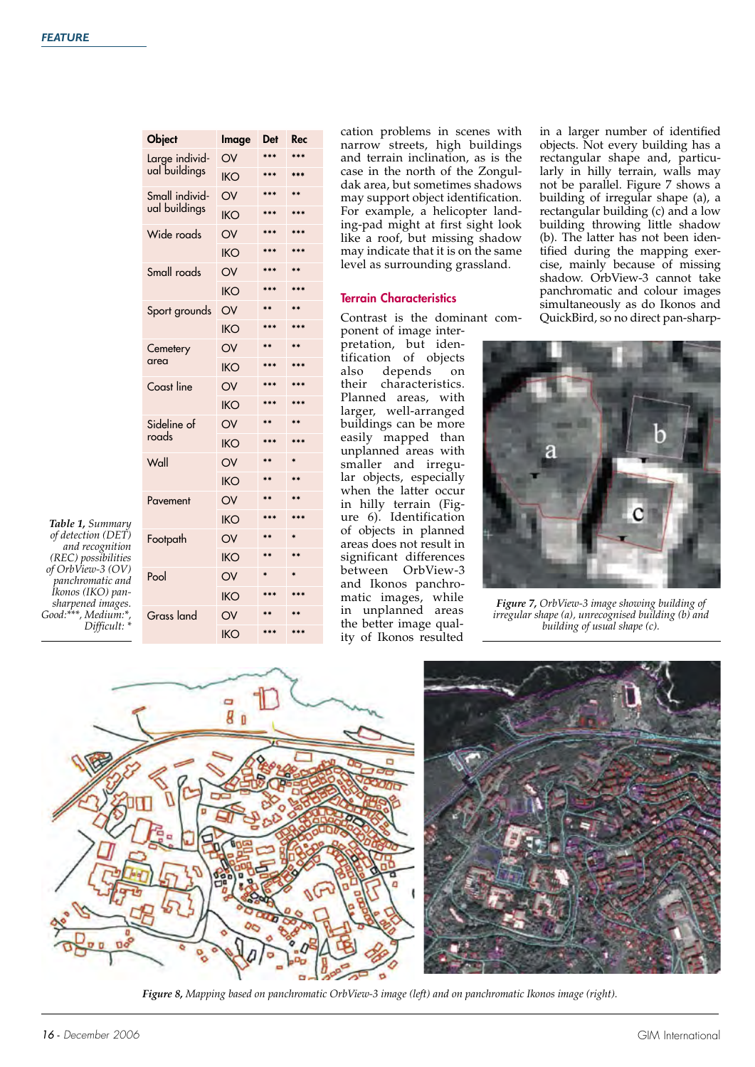| Object | Image | Det | Rec |
|---|---|---|---|
| Large individual buildings | OV | *** | *** |
| | IKO | *** | *** |
| Small individual buildings | OV | *** | ** |
| | IKO | *** | *** |
| Wide roads | OV | *** | *** |
| | IKO | *** | *** |
| Small roads | OV | *** | ** |
| | IKO | *** | *** |
| Sport grounds | OV | ** | ** |
| | IKO | *** | *** |
| Cemetery area | OV | ** | ** |
| | IKO | *** | *** |
| Coast line | OV | *** | *** |
| | IKO | *** | *** |
| Sideline of roads | OV | ** | ** |
| | IKO | *** | *** |
| Wall | OV | ** | * |
| | IKO | ** | ** |
| Pavement | OV | ** | ** |
| | IKO | *** | *** |
| Footpath | OV | ** | * |
| | IKO | ** | ** |
| Pool | OV | * | * |
| | IKO | *** | *** |
| Grass land | OV | ** | ** |
| | IKO | *** | *** |

***Table 1,** Summary of detection (DET) and recognition (REC) possibilities of OrbView-3 (OV) panchromatic and Ikonos (IKO) pan-sharpened images. Good:***, Medium:*, Difficult: **

cation problems in scenes with narrow streets, high buildings and terrain inclination, as is the case in the north of the Zonguldak area, but sometimes shadows may support object identification. For example, a helicopter landing-pad might at first sight look like a roof, but missing shadow may indicate that it is on the same level as surrounding grassland.

## Terrain Characteristics

Contrast is the dominant component of image interpretation, but identification of objects also depends on their characteristics. Planned areas, with larger, well-arranged buildings can be more easily mapped than unplanned areas with smaller and irregular objects, especially when the latter occur in hilly terrain (Figure 6). Identification of objects in planned areas does not result in significant differences between OrbView-3 and Ikonos panchromatic images, while in unplanned areas the better image quality of Ikonos resulted in a larger number of identified objects. Not every building has a rectangular shape and, particularly in hilly terrain, walls may not be parallel. Figure 7 shows a building of irregular shape (a), a rectangular building (c) and a low building throwing little shadow (b). The latter has not been identified during the mapping exercise, mainly because of missing shadow. OrbView-3 cannot take panchromatic and colour images simultaneously as do Ikonos and QuickBird, so no direct pan-sharp-

***Figure 7,** OrbView-3 image showing building of irregular shape (a), unrecognised building (b) and building of usual shape (c).*

***Figure 8,** Mapping based on panchromatic OrbView-3 image (left) and on panchromatic Ikonos image (right).*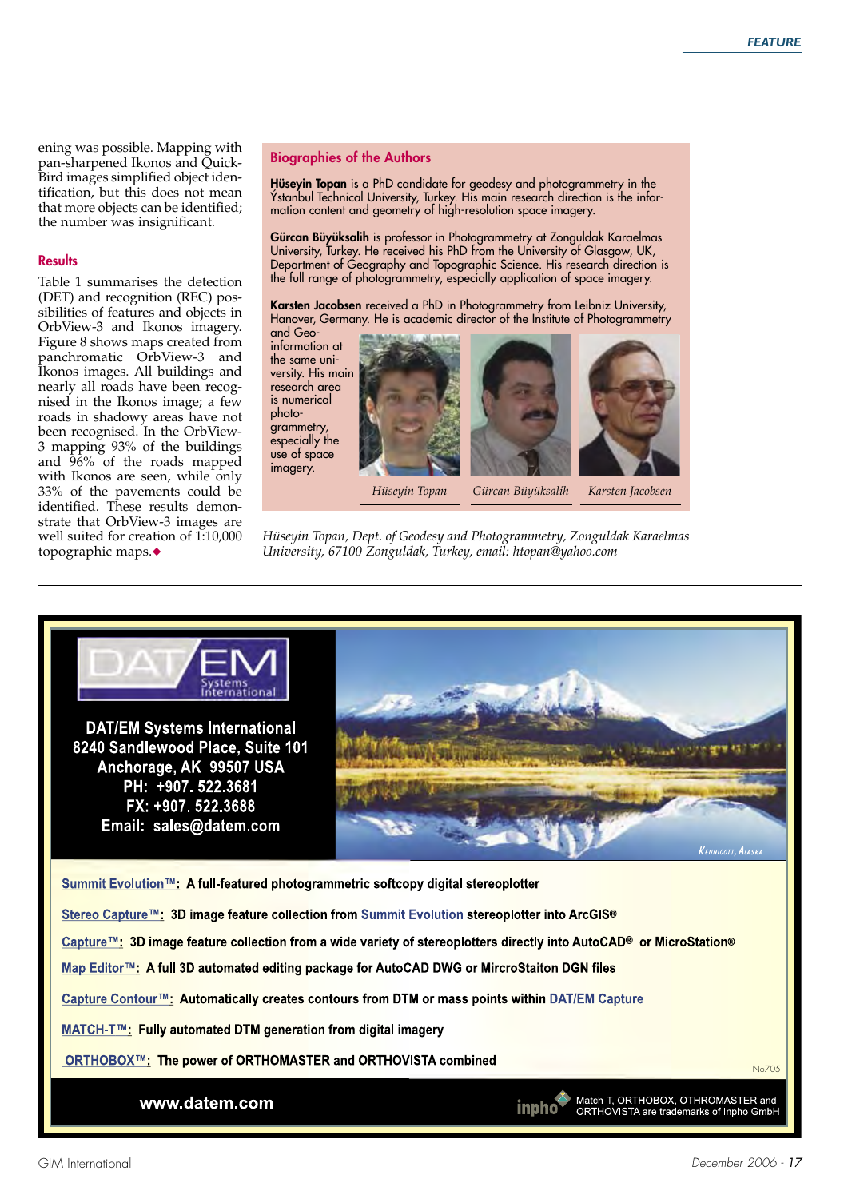ening was possible. Mapping with pan-sharpened Ikonos and QuickBird images simplified object identification, but this does not mean that more objects can be identified; the number was insignificant.

## Results

Table 1 summarises the detection (DET) and recognition (REC) possibilities of features and objects in OrbView-3 and Ikonos imagery. Figure 8 shows maps created from panchromatic OrbView-3 and Ikonos images. All buildings and nearly all roads have been recognised in the Ikonos image; a few roads in shadowy areas have not been recognised. In the OrbView-3 mapping 93% of the buildings and 96% of the roads mapped with Ikonos are seen, while only 33% of the pavements could be identified. These results demonstrate that OrbView-3 images are well suited for creation of 1:10,000 topographic maps.◆

## Biographies of the Authors

**Hüseyin Topan** is a PhD candidate for geodesy and photogrammetry in the Ýstanbul Technical University, Turkey. His main research direction is the information content and geometry of high-resolution space imagery.

**Gürcan Büyüksalih** is professor in Photogrammetry at Zonguldak Karaelmas University, Turkey. He received his PhD from the University of Glasgow, UK, Department of Geography and Topographic Science. His research direction is the full range of photogrammetry, especially application of space imagery.

**Karsten Jacobsen** received a PhD in Photogrammetry from Leibniz University, Hanover, Germany. He is academic director of the Institute of Photogrammetry and Geo-information at the same university. His main research area is numerical photogrammetry, especially the use of space imagery.

*Hüseyin Topan* *Gürcan Büyüksalih* *Karsten Jacobsen*

*Hüseyin Topan, Dept. of Geodesy and Photogrammetry, Zonguldak Karaelmas University, 67100 Zonguldak, Turkey, email: htopan@yahoo.com*

---

DAT/EM Systems International
8240 Sandlewood Place, Suite 101
Anchorage, AK 99507 USA
PH: +907. 522.3681
FX: +907. 522.3688
Email: sales@datem.com

Kennicott, Alaska

**Summit Evolution™:** A full-featured photogrammetric softcopy digital stereoplotter

**Stereo Capture™:** 3D image feature collection from Summit Evolution stereoplotter into ArcGIS®

**Capture™:** 3D image feature collection from a wide variety of stereoplotters directly into AutoCAD® or MicroStation®

**Map Editor™:** A full 3D automated editing package for AutoCAD DWG or MircroStaiton DGN files

**Capture Contour™:** Automatically creates contours from DTM or mass points within DAT/EM Capture

**MATCH-T™:** Fully automated DTM generation from digital imagery

**ORTHOBOX™:** The power of ORTHOMASTER and ORTHOVISTA combined

No705

www.datem.com

inpho — Match-T, ORTHOBOX, OTHROMASTER and ORTHOVISTA are trademarks of Inpho GmbH